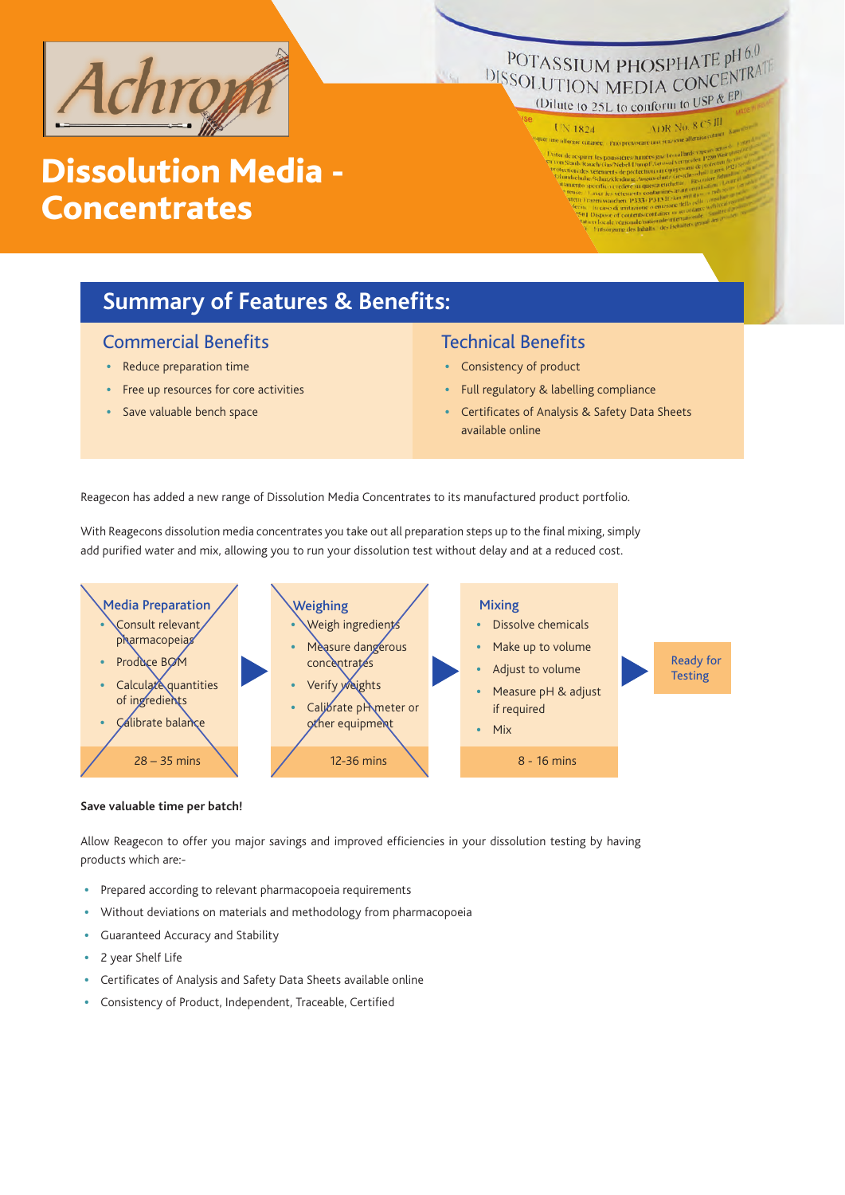Achrom

# Dissolution Media - Concentrates

## Summary of Features & Benefits:

### Commercial Benefits

- Reduce preparation time
- Free up resources for core activities
- Save valuable bench space

### Technical Benefits

- Consistency of product
- Full regulatory & labelling compliance
- Certificates of Analysis & Safety Data Sheets available online

Reagecon has added a new range of Dissolution Media Concentrates to its manufactured product portfolio.

With Reagecons dissolution media concentrates you take out all preparation steps up to the final mixing, simply add purified water and mix, allowing you to run your dissolution test without delay and at a reduced cost.

**Media Preparation**
- Consult relevant pharmacopeias
- Produce BOM
- Calculate quantities of ingredients
- Calibrate balance

28 – 35 mins

**Weighing**
- Weigh ingredients
- Measure dangerous concentrates
- Verify weights
- Calibrate pH meter or other equipment

12-36 mins

**Mixing**
- Dissolve chemicals
- Make up to volume
- Adjust to volume
- Measure pH & adjust if required
- Mix

8 - 16 mins

**Ready for Testing**

**Save valuable time per batch!**

Allow Reagecon to offer you major savings and improved efficiencies in your dissolution testing by having products which are:-

- Prepared according to relevant pharmacopoeia requirements
- Without deviations on materials and methodology from pharmacopoeia
- Guaranteed Accuracy and Stability
- 2 year Shelf Life
- Certificates of Analysis and Safety Data Sheets available online
- Consistency of Product, Independent, Traceable, Certified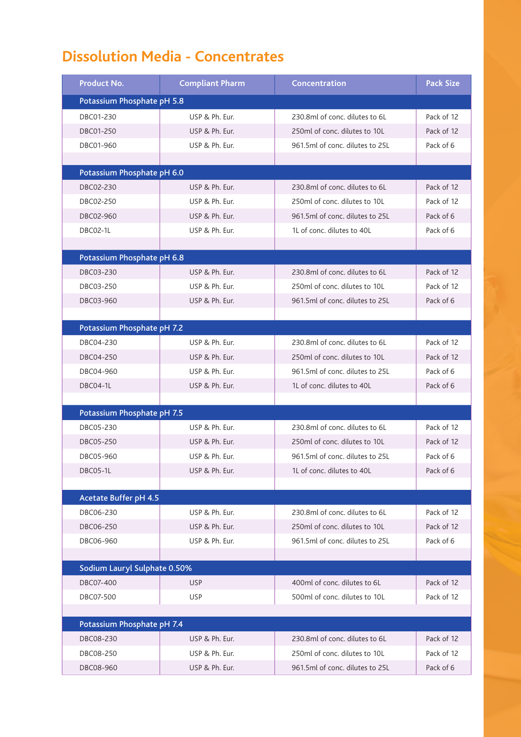## Dissolution Media - Concentrates

| Product No. | Compliant Pharm | Concentration | Pack Size |
|---|---|---|---|
| **Potassium Phosphate pH 5.8** | | | |
| DBC01-230 | USP & Ph. Eur. | 230.8ml of conc. dilutes to 6L | Pack of 12 |
| DBC01-250 | USP & Ph. Eur. | 250ml of conc. dilutes to 10L | Pack of 12 |
| DBC01-960 | USP & Ph. Eur. | 961.5ml of conc. dilutes to 25L | Pack of 6 |
| **Potassium Phosphate pH 6.0** | | | |
| DBC02-230 | USP & Ph. Eur. | 230.8ml of conc. dilutes to 6L | Pack of 12 |
| DBC02-250 | USP & Ph. Eur. | 250ml of conc. dilutes to 10L | Pack of 12 |
| DBC02-960 | USP & Ph. Eur. | 961.5ml of conc. dilutes to 25L | Pack of 6 |
| DBC02-1L | USP & Ph. Eur. | 1L of conc. dilutes to 40L | Pack of 6 |
| **Potassium Phosphate pH 6.8** | | | |
| DBC03-230 | USP & Ph. Eur. | 230.8ml of conc. dilutes to 6L | Pack of 12 |
| DBC03-250 | USP & Ph. Eur. | 250ml of conc. dilutes to 10L | Pack of 12 |
| DBC03-960 | USP & Ph. Eur. | 961.5ml of conc. dilutes to 25L | Pack of 6 |
| **Potassium Phosphate pH 7.2** | | | |
| DBC04-230 | USP & Ph. Eur. | 230.8ml of conc. dilutes to 6L | Pack of 12 |
| DBC04-250 | USP & Ph. Eur. | 250ml of conc. dilutes to 10L | Pack of 12 |
| DBC04-960 | USP & Ph. Eur. | 961.5ml of conc. dilutes to 25L | Pack of 6 |
| DBC04-1L | USP & Ph. Eur. | 1L of conc. dilutes to 40L | Pack of 6 |
| **Potassium Phosphate pH 7.5** | | | |
| DBC05-230 | USP & Ph. Eur. | 230.8ml of conc. dilutes to 6L | Pack of 12 |
| DBC05-250 | USP & Ph. Eur. | 250ml of conc. dilutes to 10L | Pack of 12 |
| DBC05-960 | USP & Ph. Eur. | 961.5ml of conc. dilutes to 25L | Pack of 6 |
| DBC05-1L | USP & Ph. Eur. | 1L of conc. dilutes to 40L | Pack of 6 |
| **Acetate Buffer pH 4.5** | | | |
| DBC06-230 | USP & Ph. Eur. | 230.8ml of conc. dilutes to 6L | Pack of 12 |
| DBC06-250 | USP & Ph. Eur. | 250ml of conc. dilutes to 10L | Pack of 12 |
| DBC06-960 | USP & Ph. Eur. | 961.5ml of conc. dilutes to 25L | Pack of 6 |
| **Sodium Lauryl Sulphate 0.50%** | | | |
| DBC07-400 | USP | 400ml of conc. dilutes to 6L | Pack of 12 |
| DBC07-500 | USP | 500ml of conc. dilutes to 10L | Pack of 12 |
| **Potassium Phosphate pH 7.4** | | | |
| DBC08-230 | USP & Ph. Eur. | 230.8ml of conc. dilutes to 6L | Pack of 12 |
| DBC08-250 | USP & Ph. Eur. | 250ml of conc. dilutes to 10L | Pack of 12 |
| DBC08-960 | USP & Ph. Eur. | 961.5ml of conc. dilutes to 25L | Pack of 6 |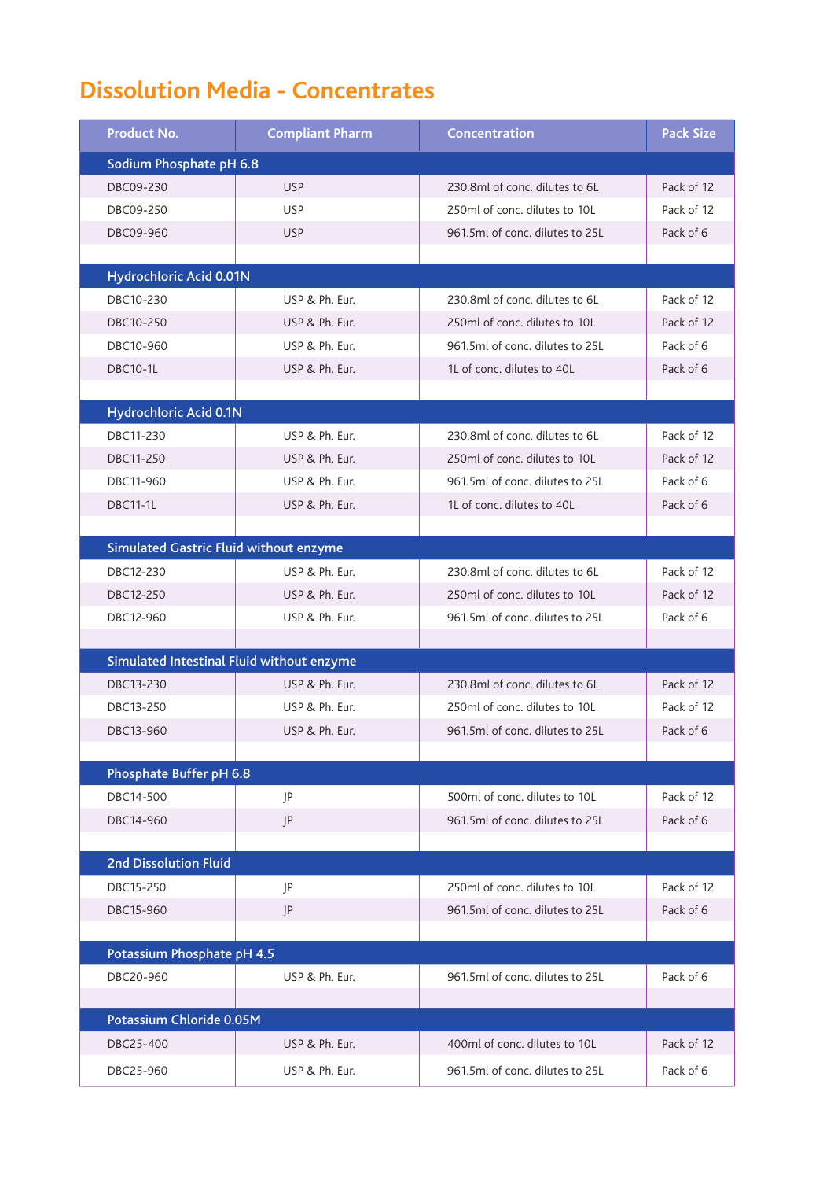# Dissolution Media - Concentrates

| Product No. | Compliant Pharm | Concentration | Pack Size |
|---|---|---|---|
| **Sodium Phosphate pH 6.8** | | | |
| DBC09-230 | USP | 230.8ml of conc. dilutes to 6L | Pack of 12 |
| DBC09-250 | USP | 250ml of conc. dilutes to 10L | Pack of 12 |
| DBC09-960 | USP | 961.5ml of conc. dilutes to 25L | Pack of 6 |
| **Hydrochloric Acid 0.01N** | | | |
| DBC10-230 | USP & Ph. Eur. | 230.8ml of conc. dilutes to 6L | Pack of 12 |
| DBC10-250 | USP & Ph. Eur. | 250ml of conc. dilutes to 10L | Pack of 12 |
| DBC10-960 | USP & Ph. Eur. | 961.5ml of conc. dilutes to 25L | Pack of 6 |
| DBC10-1L | USP & Ph. Eur. | 1L of conc. dilutes to 40L | Pack of 6 |
| **Hydrochloric Acid 0.1N** | | | |
| DBC11-230 | USP & Ph. Eur. | 230.8ml of conc. dilutes to 6L | Pack of 12 |
| DBC11-250 | USP & Ph. Eur. | 250ml of conc. dilutes to 10L | Pack of 12 |
| DBC11-960 | USP & Ph. Eur. | 961.5ml of conc. dilutes to 25L | Pack of 6 |
| DBC11-1L | USP & Ph. Eur. | 1L of conc. dilutes to 40L | Pack of 6 |
| **Simulated Gastric Fluid without enzyme** | | | |
| DBC12-230 | USP & Ph. Eur. | 230.8ml of conc. dilutes to 6L | Pack of 12 |
| DBC12-250 | USP & Ph. Eur. | 250ml of conc. dilutes to 10L | Pack of 12 |
| DBC12-960 | USP & Ph. Eur. | 961.5ml of conc. dilutes to 25L | Pack of 6 |
| **Simulated Intestinal Fluid without enzyme** | | | |
| DBC13-230 | USP & Ph. Eur. | 230.8ml of conc. dilutes to 6L | Pack of 12 |
| DBC13-250 | USP & Ph. Eur. | 250ml of conc. dilutes to 10L | Pack of 12 |
| DBC13-960 | USP & Ph. Eur. | 961.5ml of conc. dilutes to 25L | Pack of 6 |
| **Phosphate Buffer pH 6.8** | | | |
| DBC14-500 | JP | 500ml of conc. dilutes to 10L | Pack of 12 |
| DBC14-960 | JP | 961.5ml of conc. dilutes to 25L | Pack of 6 |
| **2nd Dissolution Fluid** | | | |
| DBC15-250 | JP | 250ml of conc. dilutes to 10L | Pack of 12 |
| DBC15-960 | JP | 961.5ml of conc. dilutes to 25L | Pack of 6 |
| **Potassium Phosphate pH 4.5** | | | |
| DBC20-960 | USP & Ph. Eur. | 961.5ml of conc. dilutes to 25L | Pack of 6 |
| **Potassium Chloride 0.05M** | | | |
| DBC25-400 | USP & Ph. Eur. | 400ml of conc. dilutes to 10L | Pack of 12 |
| DBC25-960 | USP & Ph. Eur. | 961.5ml of conc. dilutes to 25L | Pack of 6 |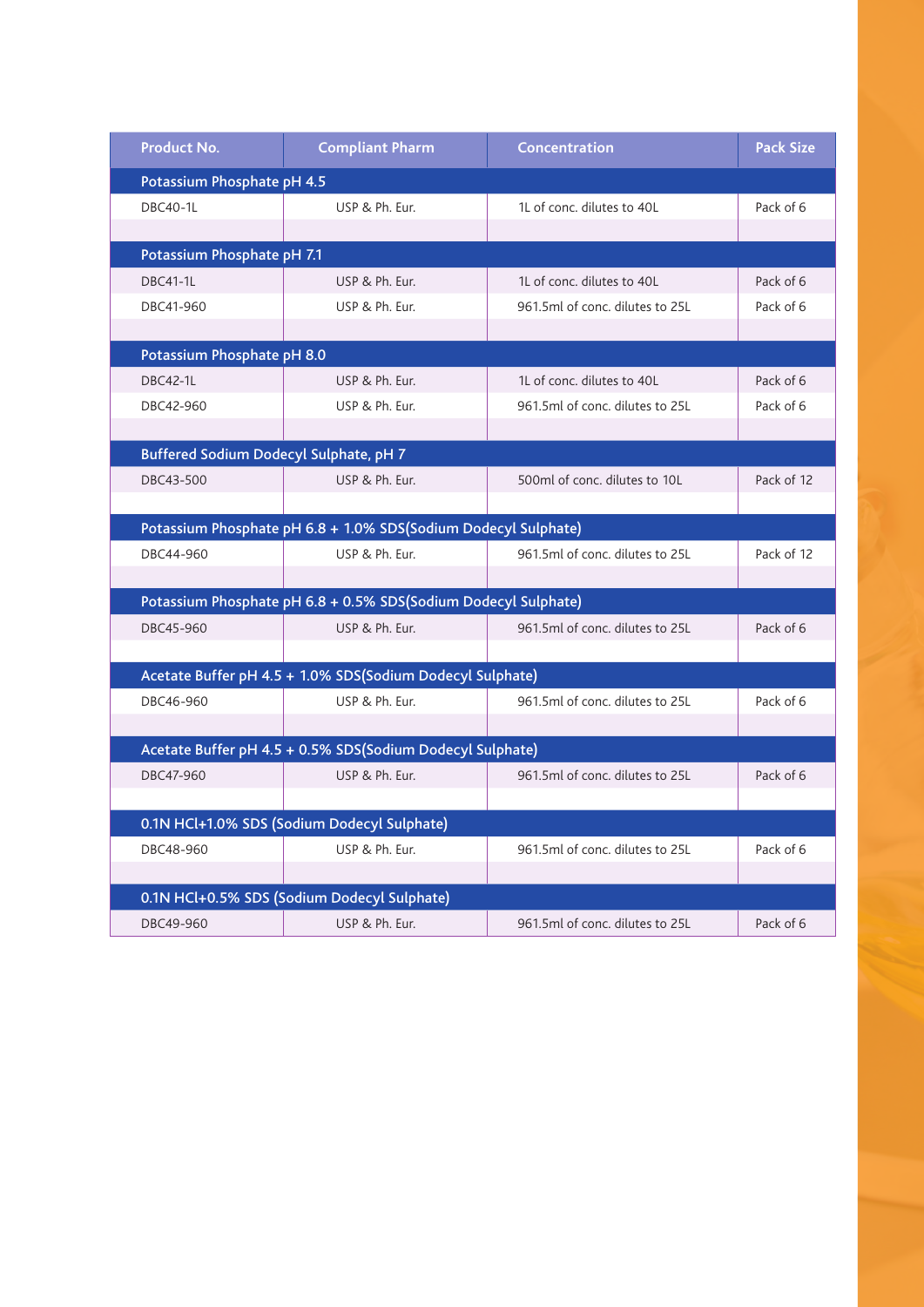| Product No. | Compliant Pharm | Concentration | Pack Size |
|---|---|---|---|
| **Potassium Phosphate pH 4.5** | | | |
| DBC40-1L | USP & Ph. Eur. | 1L of conc. dilutes to 40L | Pack of 6 |
| | | | |
| **Potassium Phosphate pH 7.1** | | | |
| DBC41-1L | USP & Ph. Eur. | 1L of conc. dilutes to 40L | Pack of 6 |
| DBC41-960 | USP & Ph. Eur. | 961.5ml of conc. dilutes to 25L | Pack of 6 |
| | | | |
| **Potassium Phosphate pH 8.0** | | | |
| DBC42-1L | USP & Ph. Eur. | 1L of conc. dilutes to 40L | Pack of 6 |
| DBC42-960 | USP & Ph. Eur. | 961.5ml of conc. dilutes to 25L | Pack of 6 |
| | | | |
| **Buffered Sodium Dodecyl Sulphate, pH 7** | | | |
| DBC43-500 | USP & Ph. Eur. | 500ml of conc. dilutes to 10L | Pack of 12 |
| | | | |
| **Potassium Phosphate pH 6.8 + 1.0% SDS(Sodium Dodecyl Sulphate)** | | | |
| DBC44-960 | USP & Ph. Eur. | 961.5ml of conc. dilutes to 25L | Pack of 12 |
| | | | |
| **Potassium Phosphate pH 6.8 + 0.5% SDS(Sodium Dodecyl Sulphate)** | | | |
| DBC45-960 | USP & Ph. Eur. | 961.5ml of conc. dilutes to 25L | Pack of 6 |
| | | | |
| **Acetate Buffer pH 4.5 + 1.0% SDS(Sodium Dodecyl Sulphate)** | | | |
| DBC46-960 | USP & Ph. Eur. | 961.5ml of conc. dilutes to 25L | Pack of 6 |
| | | | |
| **Acetate Buffer pH 4.5 + 0.5% SDS(Sodium Dodecyl Sulphate)** | | | |
| DBC47-960 | USP & Ph. Eur. | 961.5ml of conc. dilutes to 25L | Pack of 6 |
| | | | |
| **0.1N HCl+1.0% SDS (Sodium Dodecyl Sulphate)** | | | |
| DBC48-960 | USP & Ph. Eur. | 961.5ml of conc. dilutes to 25L | Pack of 6 |
| | | | |
| **0.1N HCl+0.5% SDS (Sodium Dodecyl Sulphate)** | | | |
| DBC49-960 | USP & Ph. Eur. | 961.5ml of conc. dilutes to 25L | Pack of 6 |